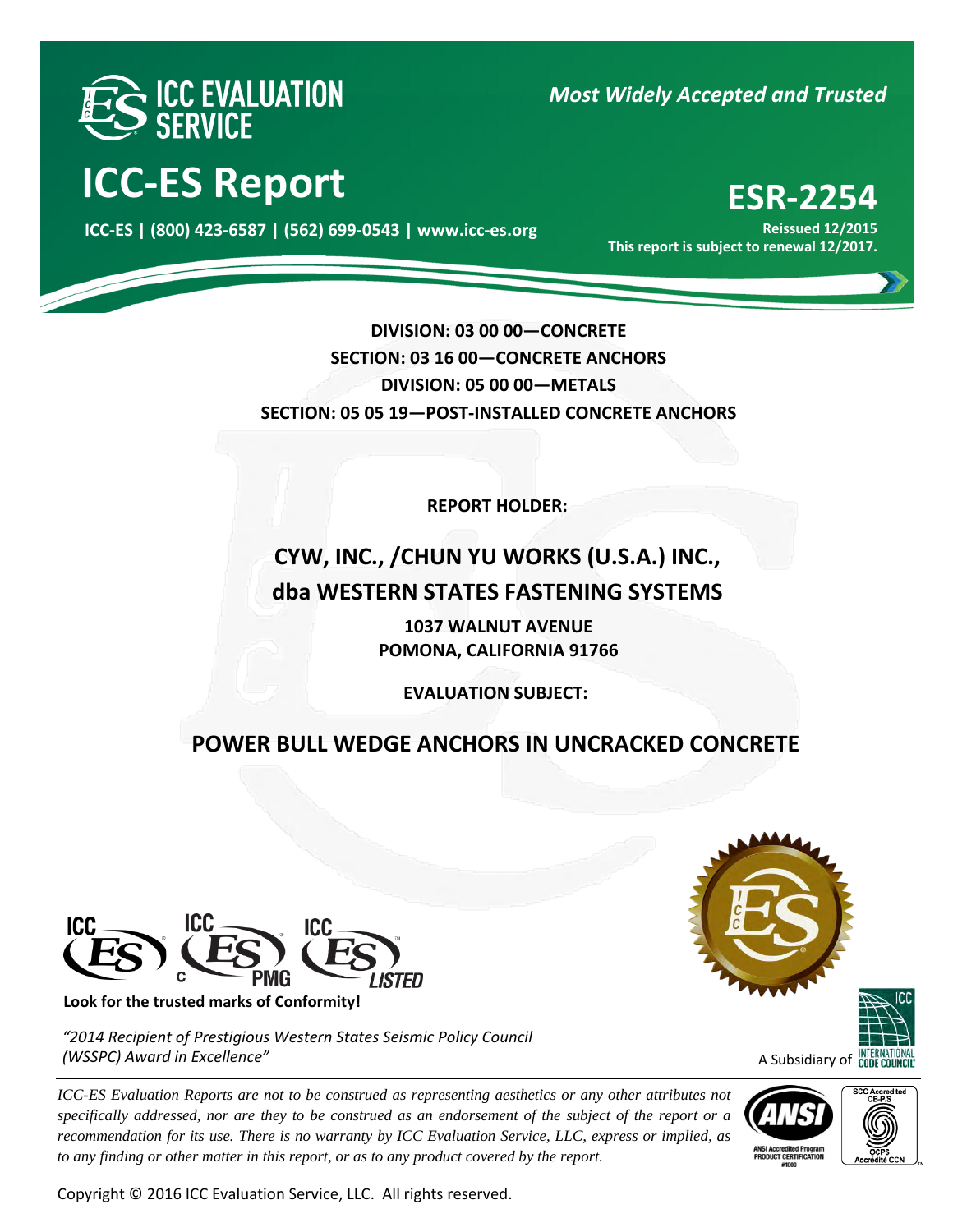ICC EVALUATION SERVICE

*Most Widely Accepted and Trusted*

# ICC-ES Report

**ICC-ES | (800) 423-6587 | (562) 699-0543 | www.icc-es.org**

# ESR-2254

**Reissued 12/2015**
**This report is subject to renewal 12/2017.**

**DIVISION: 03 00 00—CONCRETE**
**SECTION: 03 16 00—CONCRETE ANCHORS**
**DIVISION: 05 00 00—METALS**
**SECTION: 05 05 19—POST-INSTALLED CONCRETE ANCHORS**

**REPORT HOLDER:**

## CYW, INC., /CHUN YU WORKS (U.S.A.) INC., dba WESTERN STATES FASTENING SYSTEMS

**1037 WALNUT AVENUE**
**POMONA, CALIFORNIA 91766**

**EVALUATION SUBJECT:**

## POWER BULL WEDGE ANCHORS IN UNCRACKED CONCRETE

**Look for the trusted marks of Conformity!**

*"2014 Recipient of Prestigious Western States Seismic Policy Council (WSSPC) Award in Excellence"*

A Subsidiary of INTERNATIONAL CODE COUNCIL

*ICC-ES Evaluation Reports are not to be construed as representing aesthetics or any other attributes not specifically addressed, nor are they to be construed as an endorsement of the subject of the report or a recommendation for its use. There is no warranty by ICC Evaluation Service, LLC, express or implied, as to any finding or other matter in this report, or as to any product covered by the report.*

Copyright © 2016 ICC Evaluation Service, LLC. All rights reserved.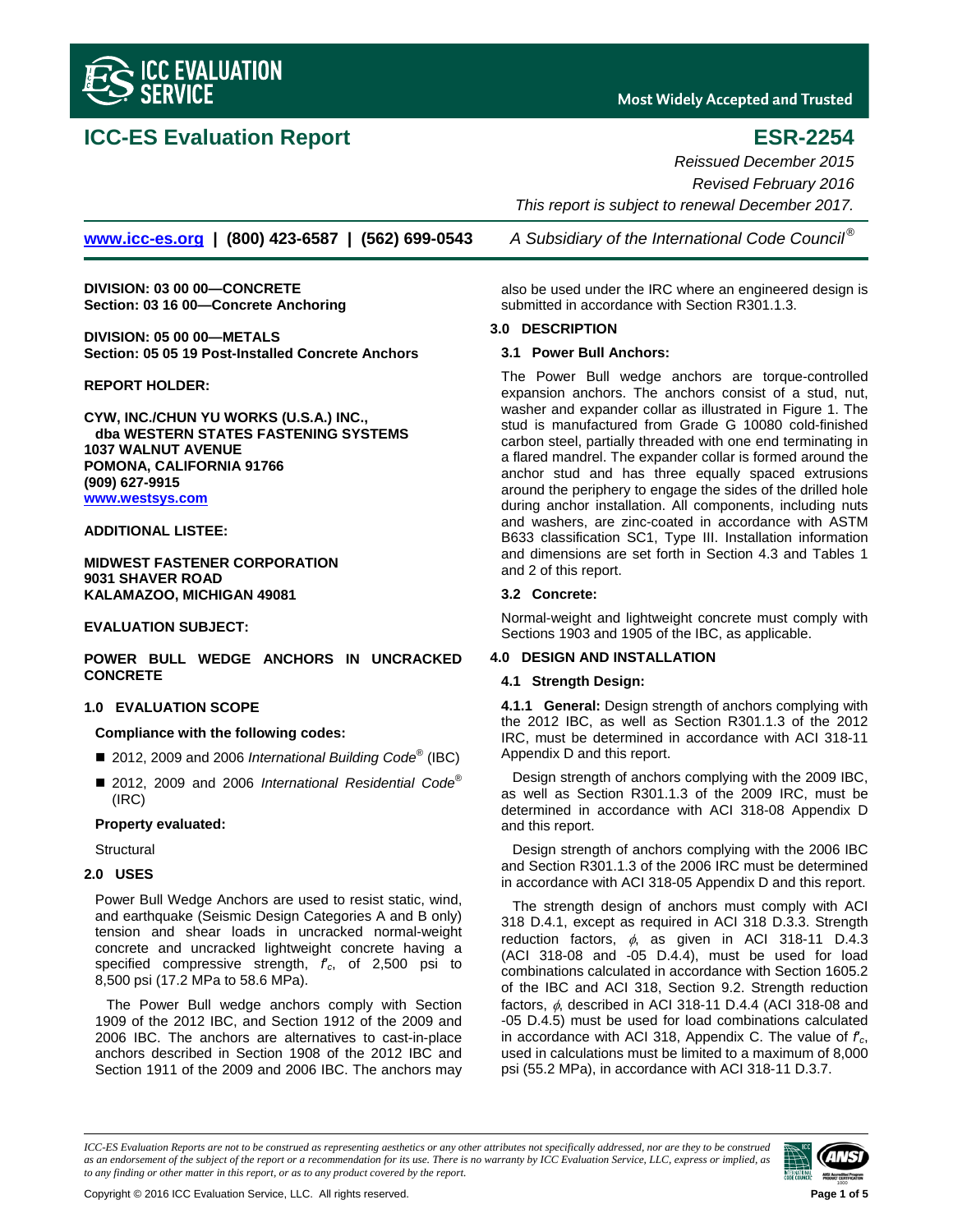# ICC-ES Evaluation Report

# ESR-2254

*Reissued December 2015*

*Revised February 2016*

*This report is subject to renewal December 2017.*

www.icc-es.org | (800) 423-6587 | (562) 699-0543 *A Subsidiary of the International Code Council®*

**DIVISION: 03 00 00—CONCRETE**
**Section: 03 16 00—Concrete Anchoring**

**DIVISION: 05 00 00—METALS**
**Section: 05 05 19 Post-Installed Concrete Anchors**

**REPORT HOLDER:**

**CYW, INC./CHUN YU WORKS (U.S.A.) INC.,**
**dba WESTERN STATES FASTENING SYSTEMS**
**1037 WALNUT AVENUE**
**POMONA, CALIFORNIA 91766**
**(909) 627-9915**
**www.westsys.com**

**ADDITIONAL LISTEE:**

**MIDWEST FASTENER CORPORATION**
**9031 SHAVER ROAD**
**KALAMAZOO, MICHIGAN 49081**

**EVALUATION SUBJECT:**

**POWER BULL WEDGE ANCHORS IN UNCRACKED CONCRETE**

## 1.0 EVALUATION SCOPE

**Compliance with the following codes:**

- 2012, 2009 and 2006 *International Building Code®* (IBC)
- 2012, 2009 and 2006 *International Residential Code®* (IRC)

**Property evaluated:**

Structural

## 2.0 USES

Power Bull Wedge Anchors are used to resist static, wind, and earthquake (Seismic Design Categories A and B only) tension and shear loads in uncracked normal-weight concrete and uncracked lightweight concrete having a specified compressive strength, $f'_c$, of 2,500 psi to 8,500 psi (17.2 MPa to 58.6 MPa).

The Power Bull wedge anchors comply with Section 1909 of the 2012 IBC, and Section 1912 of the 2009 and 2006 IBC. The anchors are alternatives to cast-in-place anchors described in Section 1908 of the 2012 IBC and Section 1911 of the 2009 and 2006 IBC. The anchors may also be used under the IRC where an engineered design is submitted in accordance with Section R301.1.3.

## 3.0 DESCRIPTION

### 3.1 Power Bull Anchors:

The Power Bull wedge anchors are torque-controlled expansion anchors. The anchors consist of a stud, nut, washer and expander collar as illustrated in Figure 1. The stud is manufactured from Grade G 10080 cold-finished carbon steel, partially threaded with one end terminating in a flared mandrel. The expander collar is formed around the anchor stud and has three equally spaced extrusions around the periphery to engage the sides of the drilled hole during anchor installation. All components, including nuts and washers, are zinc-coated in accordance with ASTM B633 classification SC1, Type III. Installation information and dimensions are set forth in Section 4.3 and Tables 1 and 2 of this report.

### 3.2 Concrete:

Normal-weight and lightweight concrete must comply with Sections 1903 and 1905 of the IBC, as applicable.

## 4.0 DESIGN AND INSTALLATION

### 4.1 Strength Design:

**4.1.1 General:** Design strength of anchors complying with the 2012 IBC, as well as Section R301.1.3 of the 2012 IRC, must be determined in accordance with ACI 318-11 Appendix D and this report.

Design strength of anchors complying with the 2009 IBC, as well as Section R301.1.3 of the 2009 IRC, must be determined in accordance with ACI 318-08 Appendix D and this report.

Design strength of anchors complying with the 2006 IBC and Section R301.1.3 of the 2006 IRC must be determined in accordance with ACI 318-05 Appendix D and this report.

The strength design of anchors must comply with ACI 318 D.4.1, except as required in ACI 318 D.3.3. Strength reduction factors, $\phi$, as given in ACI 318-11 D.4.3 (ACI 318-08 and -05 D.4.4), must be used for load combinations calculated in accordance with Section 1605.2 of the IBC and ACI 318, Section 9.2. Strength reduction factors, $\phi$, described in ACI 318-11 D.4.4 (ACI 318-08 and -05 D.4.5) must be used for load combinations calculated in accordance with ACI 318, Appendix C. The value of $f'_c$, used in calculations must be limited to a maximum of 8,000 psi (55.2 MPa), in accordance with ACI 318-11 D.3.7.

*ICC-ES Evaluation Reports are not to be construed as representing aesthetics or any other attributes not specifically addressed, nor are they to be construed as an endorsement of the subject of the report or a recommendation for its use. There is no warranty by ICC Evaluation Service, LLC, express or implied, as to any finding or other matter in this report, or as to any product covered by the report.*

Copyright © 2016 ICC Evaluation Service, LLC. All rights reserved.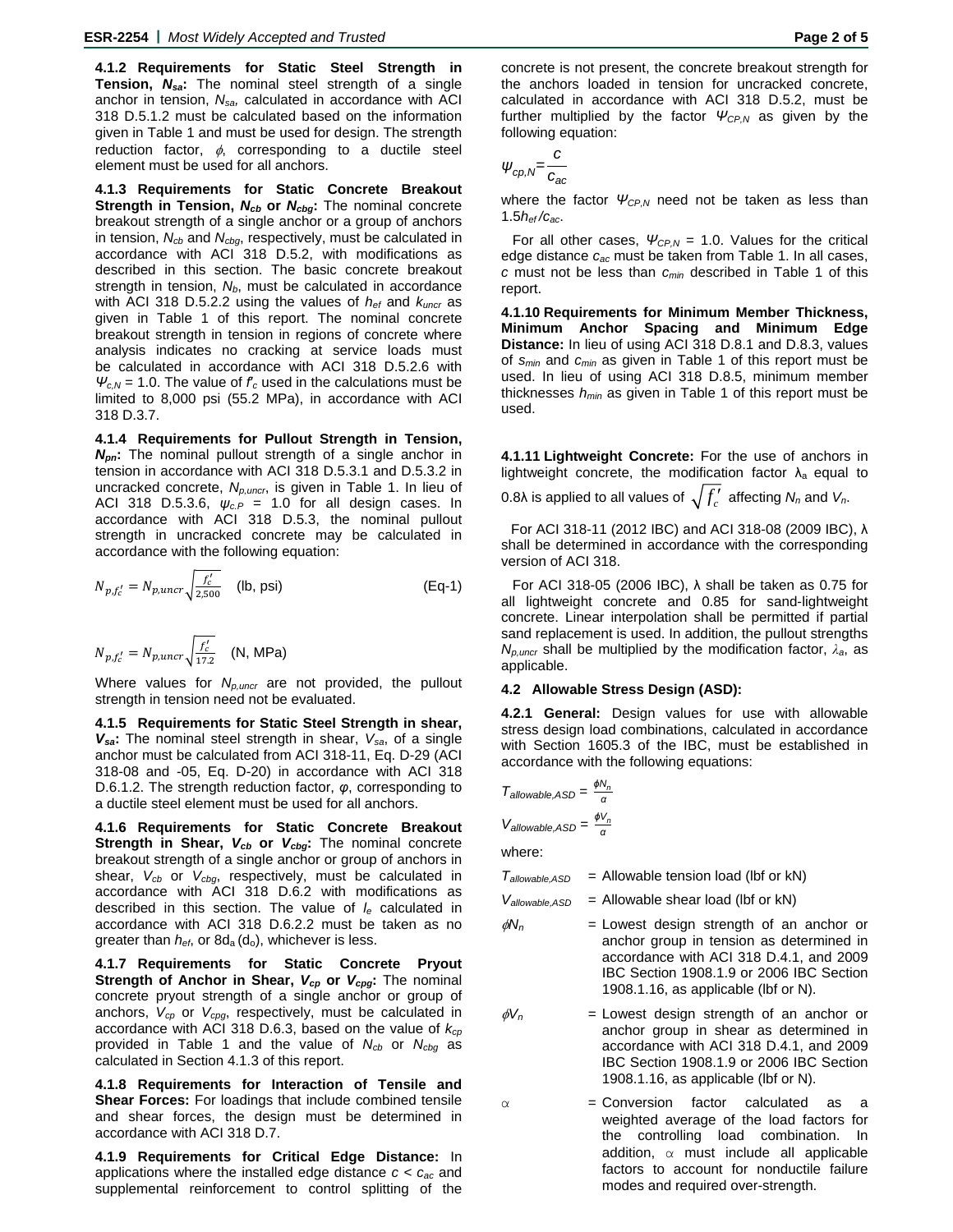**4.1.2 Requirements for Static Steel Strength in Tension, $N_{sa}$:** The nominal steel strength of a single anchor in tension, $N_{sa}$, calculated in accordance with ACI 318 D.5.1.2 must be calculated based on the information given in Table 1 and must be used for design. The strength reduction factor, $\phi$, corresponding to a ductile steel element must be used for all anchors.

**4.1.3 Requirements for Static Concrete Breakout Strength in Tension, $N_{cb}$ or $N_{cbg}$:** The nominal concrete breakout strength of a single anchor or a group of anchors in tension, $N_{cb}$ and $N_{cbg}$, respectively, must be calculated in accordance with ACI 318 D.5.2, with modifications as described in this section. The basic concrete breakout strength in tension, $N_b$, must be calculated in accordance with ACI 318 D.5.2.2 using the values of $h_{ef}$ and $k_{uncr}$ as given in Table 1 of this report. The nominal concrete breakout strength in tension in regions of concrete where analysis indicates no cracking at service loads must be calculated in accordance with ACI 318 D.5.2.6 with $\Psi_{c,N}$ = 1.0. The value of $f'_c$ used in the calculations must be limited to 8,000 psi (55.2 MPa), in accordance with ACI 318 D.3.7.

**4.1.4 Requirements for Pullout Strength in Tension, $N_{pn}$:** The nominal pullout strength of a single anchor in tension in accordance with ACI 318 D.5.3.1 and D.5.3.2 in uncracked concrete, $N_{p,uncr}$, is given in Table 1. In lieu of ACI 318 D.5.3.6, $\psi_{c,P}$ = 1.0 for all design cases. In accordance with ACI 318 D.5.3, the nominal pullout strength in uncracked concrete may be calculated in accordance with the following equation:

$$N_{p,f'_c} = N_{p,uncr}\sqrt{\frac{f'_c}{2{,}500}} \quad \text{(lb, psi)} \qquad \text{(Eq-1)}$$

$$N_{p,f'_c} = N_{p,uncr}\sqrt{\frac{f'_c}{17.2}} \quad \text{(N, MPa)}$$

Where values for $N_{p,uncr}$ are not provided, the pullout strength in tension need not be evaluated.

**4.1.5 Requirements for Static Steel Strength in shear, $V_{sa}$:** The nominal steel strength in shear, $V_{sa}$, of a single anchor must be calculated from ACI 318-11, Eq. D-29 (ACI 318-08 and -05, Eq. D-20) in accordance with ACI 318 D.6.1.2. The strength reduction factor, $\varphi$, corresponding to a ductile steel element must be used for all anchors.

**4.1.6 Requirements for Static Concrete Breakout Strength in Shear, $V_{cb}$ or $V_{cbg}$:** The nominal concrete breakout strength of a single anchor or group of anchors in shear, $V_{cb}$ or $V_{cbg}$, respectively, must be calculated in accordance with ACI 318 D.6.2 with modifications as described in this section. The value of $l_e$ calculated in accordance with ACI 318 D.6.2.2 must be taken as no greater than $h_{ef}$, or $8d_a$ ($d_o$), whichever is less.

**4.1.7 Requirements for Static Concrete Pryout Strength of Anchor in Shear, $V_{cp}$ or $V_{cpg}$:** The nominal concrete pryout strength of a single anchor or group of anchors, $V_{cp}$ or $V_{cpg}$, respectively, must be calculated in accordance with ACI 318 D.6.3, based on the value of $k_{cp}$ provided in Table 1 and the value of $N_{cb}$ or $N_{cbg}$ as calculated in Section 4.1.3 of this report.

**4.1.8 Requirements for Interaction of Tensile and Shear Forces:** For loadings that include combined tensile and shear forces, the design must be determined in accordance with ACI 318 D.7.

**4.1.9 Requirements for Critical Edge Distance:** In applications where the installed edge distance $c < c_{ac}$ and supplemental reinforcement to control splitting of the concrete is not present, the concrete breakout strength for the anchors loaded in tension for uncracked concrete, calculated in accordance with ACI 318 D.5.2, must be further multiplied by the factor $\Psi_{CP,N}$ as given by the following equation:

$$\Psi_{cp,N} = \frac{c}{c_{ac}}$$

where the factor $\Psi_{CP,N}$ need not be taken as less than $1.5h_{ef}/c_{ac}$.

For all other cases, $\Psi_{CP,N}$ = 1.0. Values for the critical edge distance $c_{ac}$ must be taken from Table 1. In all cases, $c$ must not be less than $c_{min}$ described in Table 1 of this report.

**4.1.10 Requirements for Minimum Member Thickness, Minimum Anchor Spacing and Minimum Edge Distance:** In lieu of using ACI 318 D.8.1 and D.8.3, values of $s_{min}$ and $c_{min}$ as given in Table 1 of this report must be used. In lieu of using ACI 318 D.8.5, minimum member thicknesses $h_{min}$ as given in Table 1 of this report must be used.

**4.1.11 Lightweight Concrete:** For the use of anchors in lightweight concrete, the modification factor $\lambda_a$ equal to 0.8λ is applied to all values of $\sqrt{f'_c}$ affecting $N_n$ and $V_n$.

For ACI 318-11 (2012 IBC) and ACI 318-08 (2009 IBC), λ shall be determined in accordance with the corresponding version of ACI 318.

For ACI 318-05 (2006 IBC), λ shall be taken as 0.75 for all lightweight concrete and 0.85 for sand-lightweight concrete. Linear interpolation shall be permitted if partial sand replacement is used. In addition, the pullout strengths $N_{p,uncr}$ shall be multiplied by the modification factor, $\lambda_a$, as applicable.

**4.2 Allowable Stress Design (ASD):**

**4.2.1 General:** Design values for use with allowable stress design load combinations, calculated in accordance with Section 1605.3 of the IBC, must be established in accordance with the following equations:

$$T_{allowable,ASD} = \frac{\phi N_n}{\alpha}$$

$$V_{allowable,ASD} = \frac{\phi V_n}{\alpha}$$

where:

$T_{allowable,ASD}$ = Allowable tension load (lbf or kN)

$V_{allowable,ASD}$ = Allowable shear load (lbf or kN)

$\phi N_n$ = Lowest design strength of an anchor or anchor group in tension as determined in accordance with ACI 318 D.4.1, and 2009 IBC Section 1908.1.9 or 2006 IBC Section 1908.1.16, as applicable (lbf or N).

$\phi V_n$ = Lowest design strength of an anchor or anchor group in shear as determined in accordance with ACI 318 D.4.1, and 2009 IBC Section 1908.1.9 or 2006 IBC Section 1908.1.16, as applicable (lbf or N).

$\alpha$ = Conversion factor calculated as a weighted average of the load factors for the controlling load combination. In addition, $\alpha$ must include all applicable factors to account for nonductile failure modes and required over-strength.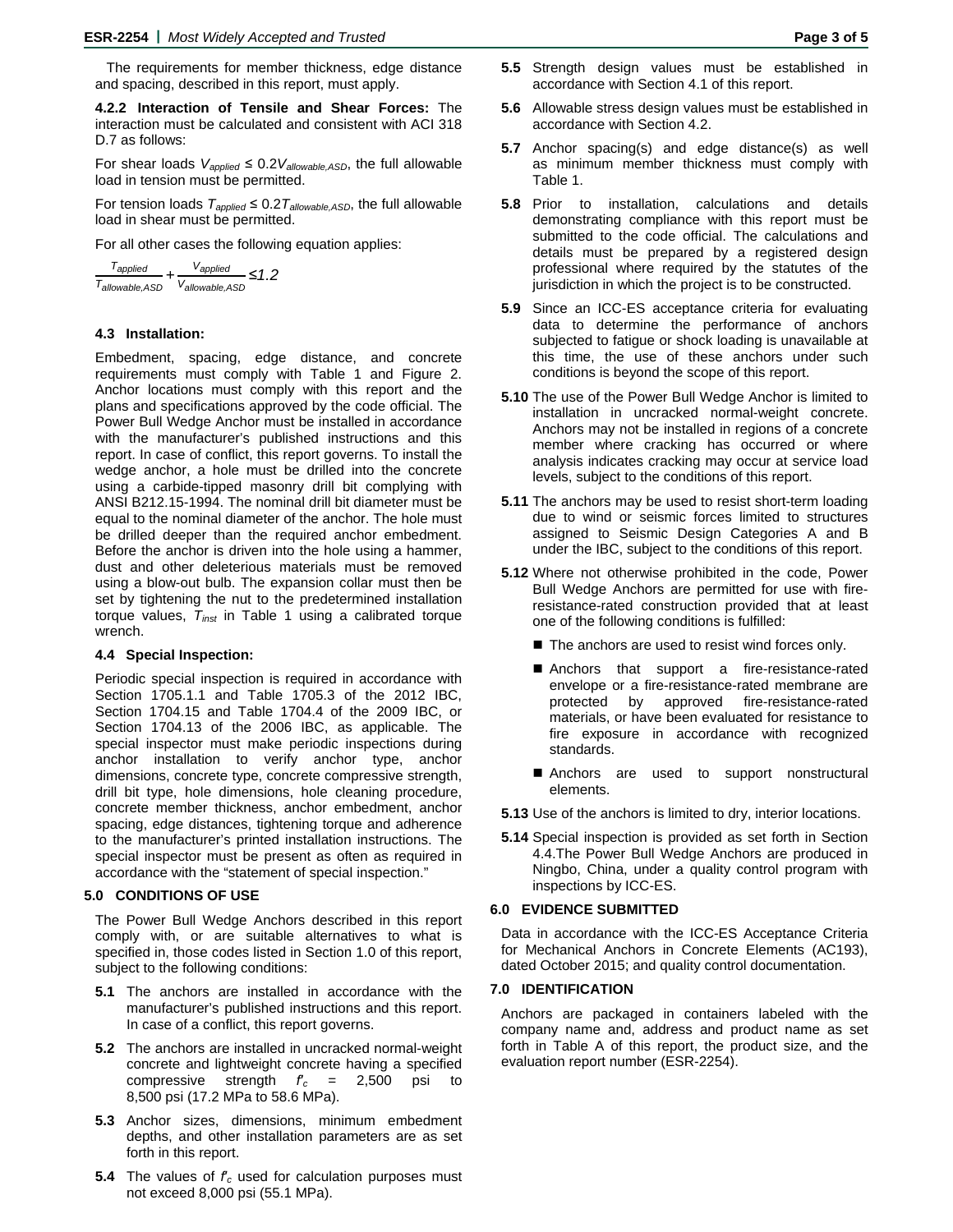The requirements for member thickness, edge distance and spacing, described in this report, must apply.

**4.2.2 Interaction of Tensile and Shear Forces:** The interaction must be calculated and consistent with ACI 318 D.7 as follows:

For shear loads $V_{applied} \leq 0.2V_{allowable,ASD}$, the full allowable load in tension must be permitted.

For tension loads $T_{applied} \leq 0.2T_{allowable,ASD}$, the full allowable load in shear must be permitted.

For all other cases the following equation applies:

$$\frac{T_{applied}}{T_{allowable,ASD}} + \frac{V_{applied}}{V_{allowable,ASD}} \leq 1.2$$

### 4.3 Installation:

Embedment, spacing, edge distance, and concrete requirements must comply with Table 1 and Figure 2. Anchor locations must comply with this report and the plans and specifications approved by the code official. The Power Bull Wedge Anchor must be installed in accordance with the manufacturer's published instructions and this report. In case of conflict, this report governs. To install the wedge anchor, a hole must be drilled into the concrete using a carbide-tipped masonry drill bit complying with ANSI B212.15-1994. The nominal drill bit diameter must be equal to the nominal diameter of the anchor. The hole must be drilled deeper than the required anchor embedment. Before the anchor is driven into the hole using a hammer, dust and other deleterious materials must be removed using a blow-out bulb. The expansion collar must then be set by tightening the nut to the predetermined installation torque values, $T_{inst}$ in Table 1 using a calibrated torque wrench.

### 4.4 Special Inspection:

Periodic special inspection is required in accordance with Section 1705.1.1 and Table 1705.3 of the 2012 IBC, Section 1704.15 and Table 1704.4 of the 2009 IBC, or Section 1704.13 of the 2006 IBC, as applicable. The special inspector must make periodic inspections during anchor installation to verify anchor type, anchor dimensions, concrete type, concrete compressive strength, drill bit type, hole dimensions, hole cleaning procedure, concrete member thickness, anchor embedment, anchor spacing, edge distances, tightening torque and adherence to the manufacturer's printed installation instructions. The special inspector must be present as often as required in accordance with the "statement of special inspection."

## 5.0 CONDITIONS OF USE

The Power Bull Wedge Anchors described in this report comply with, or are suitable alternatives to what is specified in, those codes listed in Section 1.0 of this report, subject to the following conditions:

**5.1** The anchors are installed in accordance with the manufacturer's published instructions and this report. In case of a conflict, this report governs.

**5.2** The anchors are installed in uncracked normal-weight concrete and lightweight concrete having a specified compressive strength $f'_c$ = 2,500 psi to 8,500 psi (17.2 MPa to 58.6 MPa).

**5.3** Anchor sizes, dimensions, minimum embedment depths, and other installation parameters are as set forth in this report.

**5.4** The values of $f'_c$ used for calculation purposes must not exceed 8,000 psi (55.1 MPa).

**5.5** Strength design values must be established in accordance with Section 4.1 of this report.

**5.6** Allowable stress design values must be established in accordance with Section 4.2.

**5.7** Anchor spacing(s) and edge distance(s) as well as minimum member thickness must comply with Table 1.

**5.8** Prior to installation, calculations and details demonstrating compliance with this report must be submitted to the code official. The calculations and details must be prepared by a registered design professional where required by the statutes of the jurisdiction in which the project is to be constructed.

**5.9** Since an ICC-ES acceptance criteria for evaluating data to determine the performance of anchors subjected to fatigue or shock loading is unavailable at this time, the use of these anchors under such conditions is beyond the scope of this report.

**5.10** The use of the Power Bull Wedge Anchor is limited to installation in uncracked normal-weight concrete. Anchors may not be installed in regions of a concrete member where cracking has occurred or where analysis indicates cracking may occur at service load levels, subject to the conditions of this report.

**5.11** The anchors may be used to resist short-term loading due to wind or seismic forces limited to structures assigned to Seismic Design Categories A and B under the IBC, subject to the conditions of this report.

**5.12** Where not otherwise prohibited in the code, Power Bull Wedge Anchors are permitted for use with fire-resistance-rated construction provided that at least one of the following conditions is fulfilled:

- The anchors are used to resist wind forces only.
- Anchors that support a fire-resistance-rated envelope or a fire-resistance-rated membrane are protected by approved fire-resistance-rated materials, or have been evaluated for resistance to fire exposure in accordance with recognized standards.
- Anchors are used to support nonstructural elements.

**5.13** Use of the anchors is limited to dry, interior locations.

**5.14** Special inspection is provided as set forth in Section 4.4.The Power Bull Wedge Anchors are produced in Ningbo, China, under a quality control program with inspections by ICC-ES.

## 6.0 EVIDENCE SUBMITTED

Data in accordance with the ICC-ES Acceptance Criteria for Mechanical Anchors in Concrete Elements (AC193), dated October 2015; and quality control documentation.

## 7.0 IDENTIFICATION

Anchors are packaged in containers labeled with the company name and, address and product name as set forth in Table A of this report, the product size, and the evaluation report number (ESR-2254).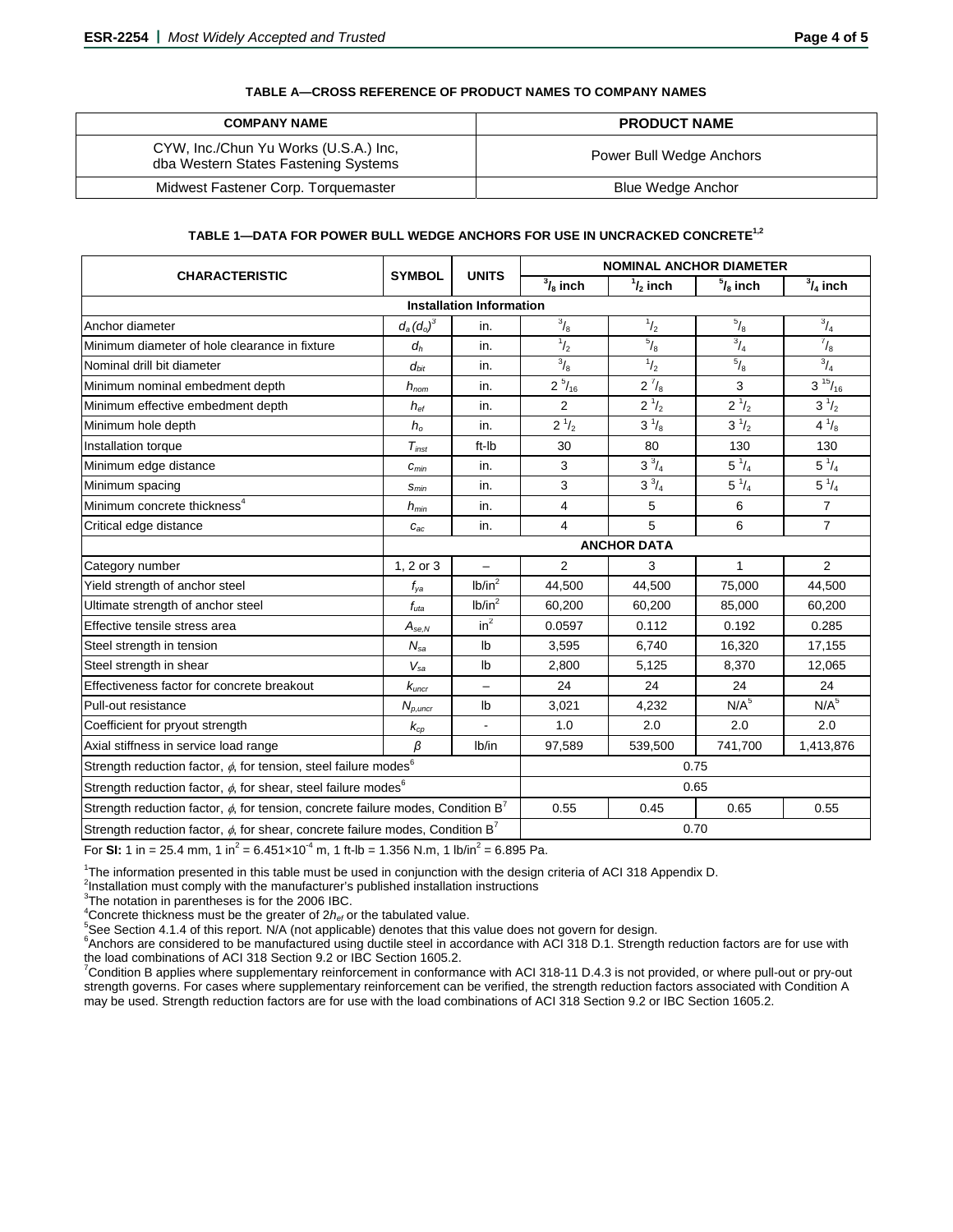**TABLE A—CROSS REFERENCE OF PRODUCT NAMES TO COMPANY NAMES**

| COMPANY NAME | PRODUCT NAME |
|---|---|
| CYW, Inc./Chun Yu Works (U.S.A.) Inc, dba Western States Fastening Systems | Power Bull Wedge Anchors |
| Midwest Fastener Corp. Torquemaster | Blue Wedge Anchor |

**TABLE 1—DATA FOR POWER BULL WEDGE ANCHORS FOR USE IN UNCRACKED CONCRETE[1,2]**

| CHARACTERISTIC | SYMBOL | UNITS | NOMINAL ANCHOR DIAMETER | | | |
|---|---|---|---|---|---|---|
| | | | $^3/_8$ inch | $^1/_2$ inch | $^5/_8$ inch | $^3/_4$ inch |
| **Installation Information** | | | | | | |
| Anchor diameter | $d_a (d_o)^3$ | in. | $^3/_8$ | $^1/_2$ | $^5/_8$ | $^3/_4$ |
| Minimum diameter of hole clearance in fixture | $d_h$ | in. | $^1/_2$ | $^5/_8$ | $^3/_4$ | $^7/_8$ |
| Nominal drill bit diameter | $d_{bit}$ | in. | $^3/_8$ | $^1/_2$ | $^5/_8$ | $^3/_4$ |
| Minimum nominal embedment depth | $h_{nom}$ | in. | $2\ ^5/_{16}$ | $2\ ^7/_8$ | 3 | $3\ ^{15}/_{16}$ |
| Minimum effective embedment depth | $h_{ef}$ | in. | 2 | $2\ ^1/_2$ | $2\ ^1/_2$ | $3\ ^1/_2$ |
| Minimum hole depth | $h_o$ | in. | $2\ ^1/_2$ | $3\ ^1/_8$ | $3\ ^1/_2$ | $4\ ^1/_8$ |
| Installation torque | $T_{inst}$ | ft-lb | 30 | 80 | 130 | 130 |
| Minimum edge distance | $c_{min}$ | in. | 3 | $3\ ^3/_4$ | $5\ ^1/_4$ | $5\ ^1/_4$ |
| Minimum spacing | $s_{min}$ | in. | 3 | $3\ ^3/_4$ | $5\ ^1/_4$ | $5\ ^1/_4$ |
| Minimum concrete thickness[4] | $h_{min}$ | in. | 4 | 5 | 6 | 7 |
| Critical edge distance | $c_{ac}$ | in. | 4 | 5 | 6 | 7 |
| | **ANCHOR DATA** | | | | | |
| Category number | 1, 2 or 3 | – | 2 | 3 | 1 | 2 |
| Yield strength of anchor steel | $f_{ya}$ | lb/in$^2$ | 44,500 | 44,500 | 75,000 | 44,500 |
| Ultimate strength of anchor steel | $f_{uta}$ | lb/in$^2$ | 60,200 | 60,200 | 85,000 | 60,200 |
| Effective tensile stress area | $A_{se,N}$ | in$^2$ | 0.0597 | 0.112 | 0.192 | 0.285 |
| Steel strength in tension | $N_{sa}$ | lb | 3,595 | 6,740 | 16,320 | 17,155 |
| Steel strength in shear | $V_{sa}$ | lb | 2,800 | 5,125 | 8,370 | 12,065 |
| Effectiveness factor for concrete breakout | $k_{uncr}$ | – | 24 | 24 | 24 | 24 |
| Pull-out resistance | $N_{p,uncr}$ | lb | 3,021 | 4,232 | N/A[5] | N/A[5] |
| Coefficient for pryout strength | $k_{cp}$ | - | 1.0 | 2.0 | 2.0 | 2.0 |
| Axial stiffness in service load range | $\beta$ | lb/in | 97,589 | 539,500 | 741,700 | 1,413,876 |
| Strength reduction factor, $\phi$, for tension, steel failure modes[6] | | | 0.75 | | | |
| Strength reduction factor, $\phi$, for shear, steel failure modes[6] | | | 0.65 | | | |
| Strength reduction factor, $\phi$, for tension, concrete failure modes, Condition B[7] | | | 0.55 | 0.45 | 0.65 | 0.55 |
| Strength reduction factor, $\phi$, for shear, concrete failure modes, Condition B[7] | | | 0.70 | | | |

For **SI:** 1 in = 25.4 mm, 1 in$^2$ = 6.451×10$^{-4}$ m, 1 ft-lb = 1.356 N.m, 1 lb/in$^2$ = 6.895 Pa.

[1]The information presented in this table must be used in conjunction with the design criteria of ACI 318 Appendix D.
[2]Installation must comply with the manufacturer's published installation instructions
[3]The notation in parentheses is for the 2006 IBC.
[4]Concrete thickness must be the greater of $2h_{ef}$ or the tabulated value.
[5]See Section 4.1.4 of this report. N/A (not applicable) denotes that this value does not govern for design.
[6]Anchors are considered to be manufactured using ductile steel in accordance with ACI 318 D.1. Strength reduction factors are for use with the load combinations of ACI 318 Section 9.2 or IBC Section 1605.2.
[7]Condition B applies where supplementary reinforcement in conformance with ACI 318-11 D.4.3 is not provided, or where pull-out or pry-out strength governs. For cases where supplementary reinforcement can be verified, the strength reduction factors associated with Condition A may be used. Strength reduction factors are for use with the load combinations of ACI 318 Section 9.2 or IBC Section 1605.2.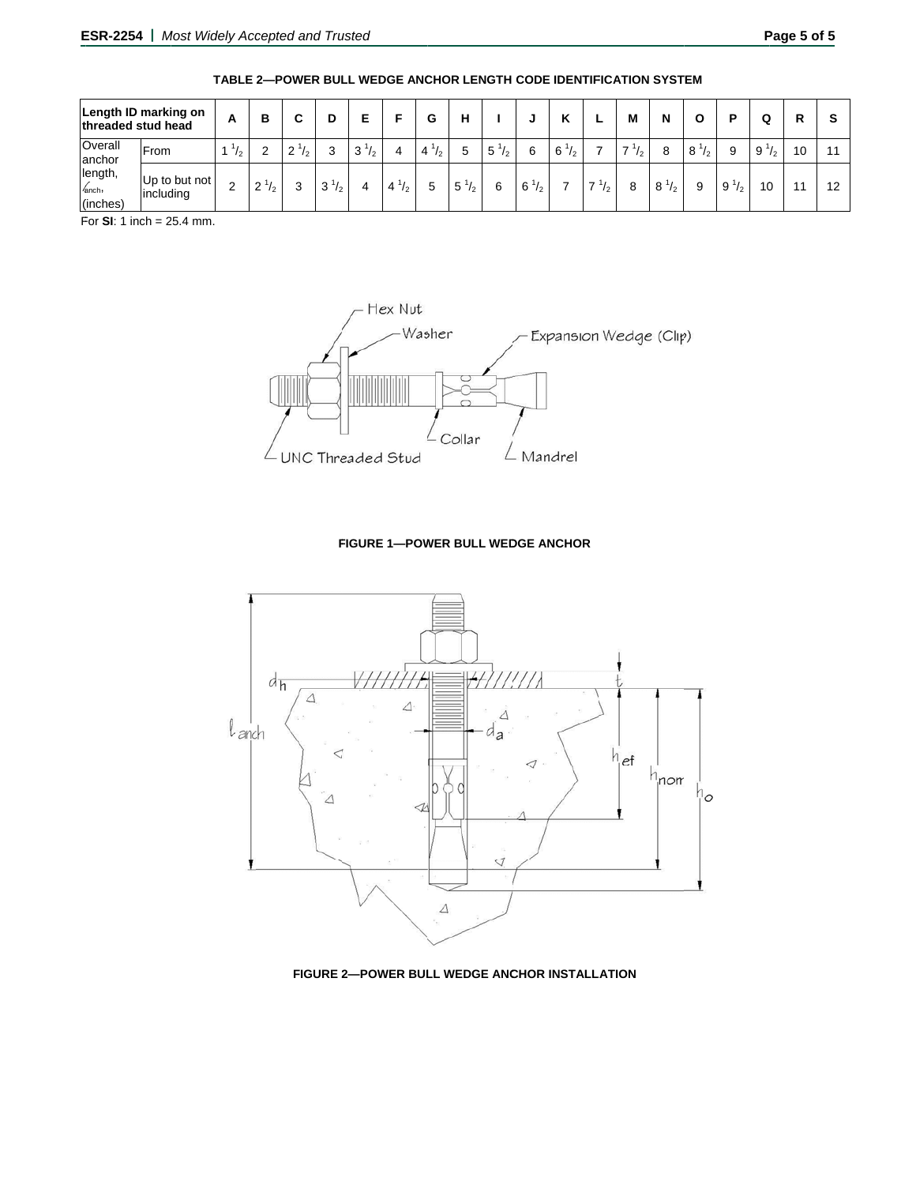**TABLE 2—POWER BULL WEDGE ANCHOR LENGTH CODE IDENTIFICATION SYSTEM**

| Length ID marking on threaded stud head | | A | B | C | D | E | F | G | H | I | J | K | L | M | N | O | P | Q | R | S |
|---|---|---|---|---|---|---|---|---|---|---|---|---|---|---|---|---|---|---|---|---|
| Overall anchor length, $\ell_{anch}$, (inches) | From | 1 $^{1}/_{2}$ | 2 | 2 $^{1}/_{2}$ | 3 | 3 $^{1}/_{2}$ | 4 | 4 $^{1}/_{2}$ | 5 | 5 $^{1}/_{2}$ | 6 | 6 $^{1}/_{2}$ | 7 | 7 $^{1}/_{2}$ | 8 | 8 $^{1}/_{2}$ | 9 | 9 $^{1}/_{2}$ | 10 | 11 |
| | Up to but not including | 2 | 2 $^{1}/_{2}$ | 3 | 3 $^{1}/_{2}$ | 4 | 4 $^{1}/_{2}$ | 5 | 5 $^{1}/_{2}$ | 6 | 6 $^{1}/_{2}$ | 7 | 7 $^{1}/_{2}$ | 8 | 8 $^{1}/_{2}$ | 9 | 9 $^{1}/_{2}$ | 10 | 11 | 12 |

For **SI**: 1 inch = 25.4 mm.

Hex Nut
Washer
Expansion Wedge (Clip)
UNC Threaded Stud
Collar
Mandrel

**FIGURE 1—POWER BULL WEDGE ANCHOR**

$d_h$
$\ell_{anch}$
$d_a$
$t$
$h_{ef}$
$h_{nom}$
$h_o$

**FIGURE 2—POWER BULL WEDGE ANCHOR INSTALLATION**